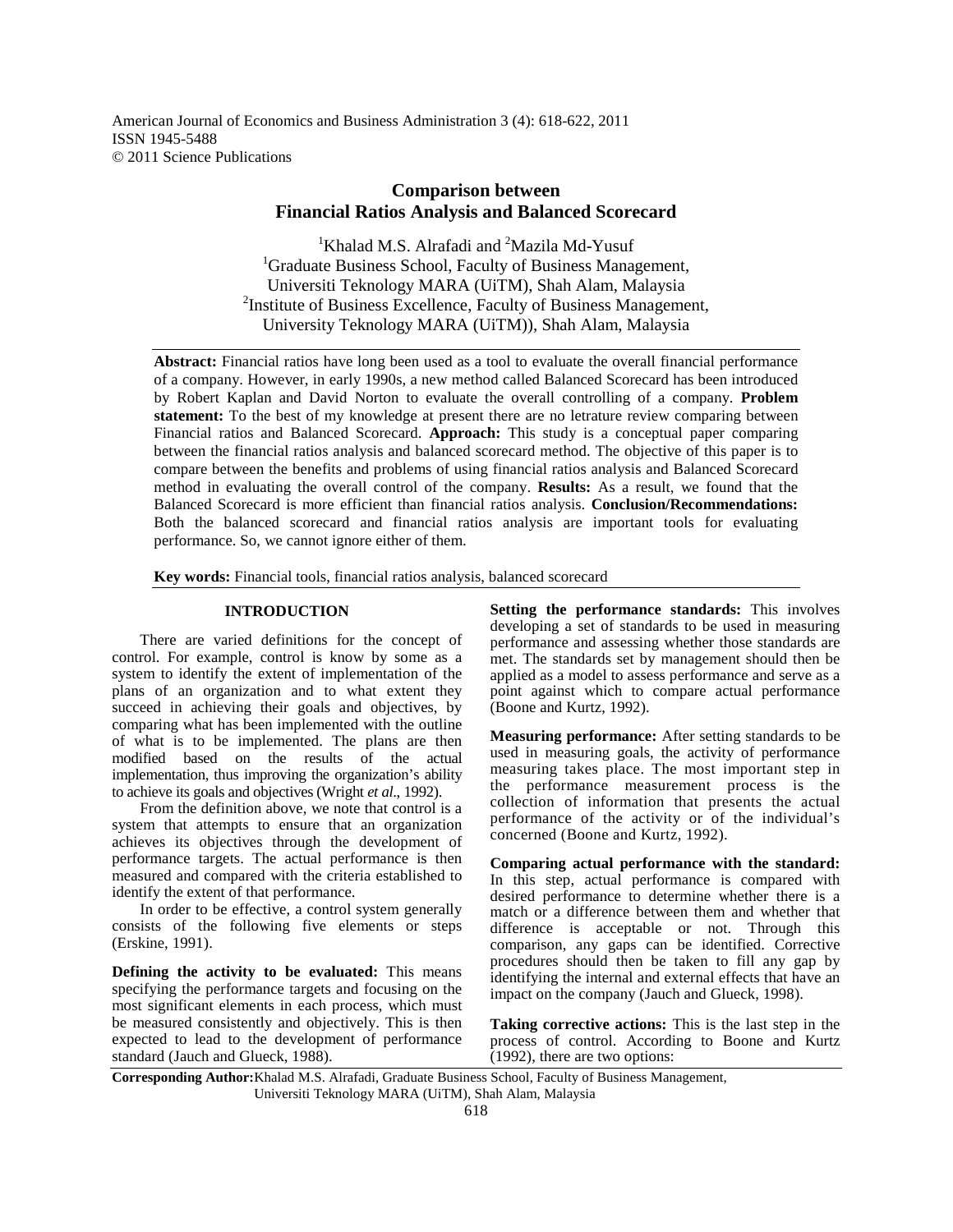# Comparison between Financial Ratios Analysis and Balanced Scorecard

[1]Khalad M.S. Alrafadi and [2]Mazila Md-Yusuf

[1]Graduate Business School, Faculty of Business Management, Universiti Teknology MARA (UiTM), Shah Alam, Malaysia

[2]Institute of Business Excellence, Faculty of Business Management, University Teknology MARA (UiTM)), Shah Alam, Malaysia

**Abstract:** Financial ratios have long been used as a tool to evaluate the overall financial performance of a company. However, in early 1990s, a new method called Balanced Scorecard has been introduced by Robert Kaplan and David Norton to evaluate the overall controlling of a company. **Problem statement:** To the best of my knowledge at present there are no letrature review comparing between Financial ratios and Balanced Scorecard. **Approach:** This study is a conceptual paper comparing between the financial ratios analysis and balanced scorecard method. The objective of this paper is to compare between the benefits and problems of using financial ratios analysis and Balanced Scorecard method in evaluating the overall control of the company. **Results:** As a result, we found that the Balanced Scorecard is more efficient than financial ratios analysis. **Conclusion/Recommendations:** Both the balanced scorecard and financial ratios analysis are important tools for evaluating performance. So, we cannot ignore either of them.

**Key words:** Financial tools, financial ratios analysis, balanced scorecard

## INTRODUCTION

There are varied definitions for the concept of control. For example, control is know by some as a system to identify the extent of implementation of the plans of an organization and to what extent they succeed in achieving their goals and objectives, by comparing what has been implemented with the outline of what is to be implemented. The plans are then modified based on the results of the actual implementation, thus improving the organization's ability to achieve its goals and objectives (Wright *et al*., 1992).

From the definition above, we note that control is a system that attempts to ensure that an organization achieves its objectives through the development of performance targets. The actual performance is then measured and compared with the criteria established to identify the extent of that performance.

In order to be effective, a control system generally consists of the following five elements or steps (Erskine, 1991).

**Defining the activity to be evaluated:** This means specifying the performance targets and focusing on the most significant elements in each process, which must be measured consistently and objectively. This is then expected to lead to the development of performance standard (Jauch and Glueck, 1988).

**Setting the performance standards:** This involves developing a set of standards to be used in measuring performance and assessing whether those standards are met. The standards set by management should then be applied as a model to assess performance and serve as a point against which to compare actual performance (Boone and Kurtz, 1992).

**Measuring performance:** After setting standards to be used in measuring goals, the activity of performance measuring takes place. The most important step in the performance measurement process is the collection of information that presents the actual performance of the activity or of the individual's concerned (Boone and Kurtz, 1992).

**Comparing actual performance with the standard:** In this step, actual performance is compared with desired performance to determine whether there is a match or a difference between them and whether that difference is acceptable or not. Through this comparison, any gaps can be identified. Corrective procedures should then be taken to fill any gap by identifying the internal and external effects that have an impact on the company (Jauch and Glueck, 1998).

**Taking corrective actions:** This is the last step in the process of control. According to Boone and Kurtz (1992), there are two options:

**Corresponding Author:** Khalad M.S. Alrafadi, Graduate Business School, Faculty of Business Management, Universiti Teknology MARA (UiTM), Shah Alam, Malaysia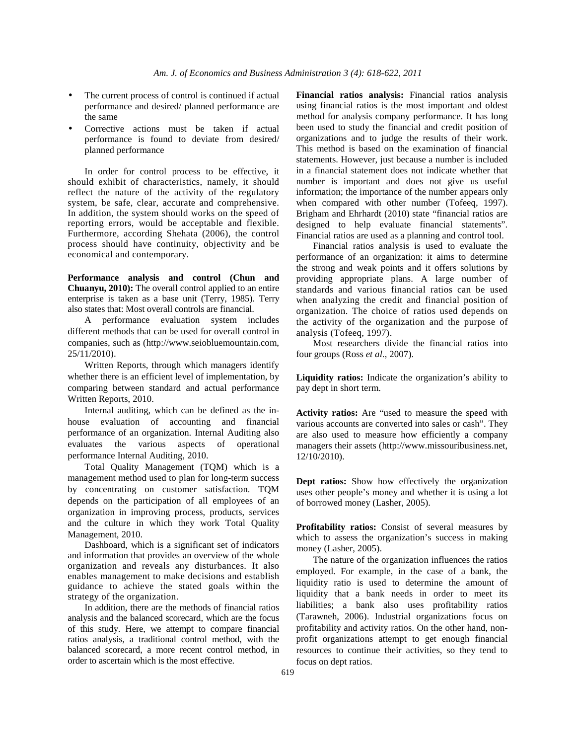- The current process of control is continued if actual performance and desired/ planned performance are the same
- Corrective actions must be taken if actual performance is found to deviate from desired/ planned performance

In order for control process to be effective, it should exhibit of characteristics, namely, it should reflect the nature of the activity of the regulatory system, be safe, clear, accurate and comprehensive. In addition, the system should works on the speed of reporting errors, would be acceptable and flexible. Furthermore, according Shehata (2006), the control process should have continuity, objectivity and be economical and contemporary.

**Performance analysis and control (Chun and Chuanyu, 2010):** The overall control applied to an entire enterprise is taken as a base unit (Terry, 1985). Terry also states that: Most overall controls are financial.

A performance evaluation system includes different methods that can be used for overall control in companies, such as (http://www.seiobluemountain.com, 25/11/2010).

Written Reports, through which managers identify whether there is an efficient level of implementation, by comparing between standard and actual performance Written Reports, 2010.

Internal auditing, which can be defined as the in-house evaluation of accounting and financial performance of an organization. Internal Auditing also evaluates the various aspects of operational performance Internal Auditing, 2010.

Total Quality Management (TQM) which is a management method used to plan for long-term success by concentrating on customer satisfaction. TQM depends on the participation of all employees of an organization in improving process, products, services and the culture in which they work Total Quality Management, 2010.

Dashboard, which is a significant set of indicators and information that provides an overview of the whole organization and reveals any disturbances. It also enables management to make decisions and establish guidance to achieve the stated goals within the strategy of the organization.

In addition, there are the methods of financial ratios analysis and the balanced scorecard, which are the focus of this study. Here, we attempt to compare financial ratios analysis, a traditional control method, with the balanced scorecard, a more recent control method, in order to ascertain which is the most effective.

**Financial ratios analysis:** Financial ratios analysis using financial ratios is the most important and oldest method for analysis company performance. It has long been used to study the financial and credit position of organizations and to judge the results of their work. This method is based on the examination of financial statements. However, just because a number is included in a financial statement does not indicate whether that number is important and does not give us useful information; the importance of the number appears only when compared with other number (Tofeeq, 1997). Brigham and Ehrhardt (2010) state "financial ratios are designed to help evaluate financial statements". Financial ratios are used as a planning and control tool.

Financial ratios analysis is used to evaluate the performance of an organization: it aims to determine the strong and weak points and it offers solutions by providing appropriate plans. A large number of standards and various financial ratios can be used when analyzing the credit and financial position of organization. The choice of ratios used depends on the activity of the organization and the purpose of analysis (Tofeeq, 1997).

Most researchers divide the financial ratios into four groups (Ross *et al*., 2007).

**Liquidity ratios:** Indicate the organization's ability to pay dept in short term.

**Activity ratios:** Are "used to measure the speed with various accounts are converted into sales or cash". They are also used to measure how efficiently a company managers their assets (http://www.missouribusiness.net, 12/10/2010).

**Dept ratios:** Show how effectively the organization uses other people's money and whether it is using a lot of borrowed money (Lasher, 2005).

**Profitability ratios:** Consist of several measures by which to assess the organization's success in making money (Lasher, 2005).

The nature of the organization influences the ratios employed. For example, in the case of a bank, the liquidity ratio is used to determine the amount of liquidity that a bank needs in order to meet its liabilities; a bank also uses profitability ratios (Tarawneh, 2006). Industrial organizations focus on profitability and activity ratios. On the other hand, non-profit organizations attempt to get enough financial resources to continue their activities, so they tend to focus on dept ratios.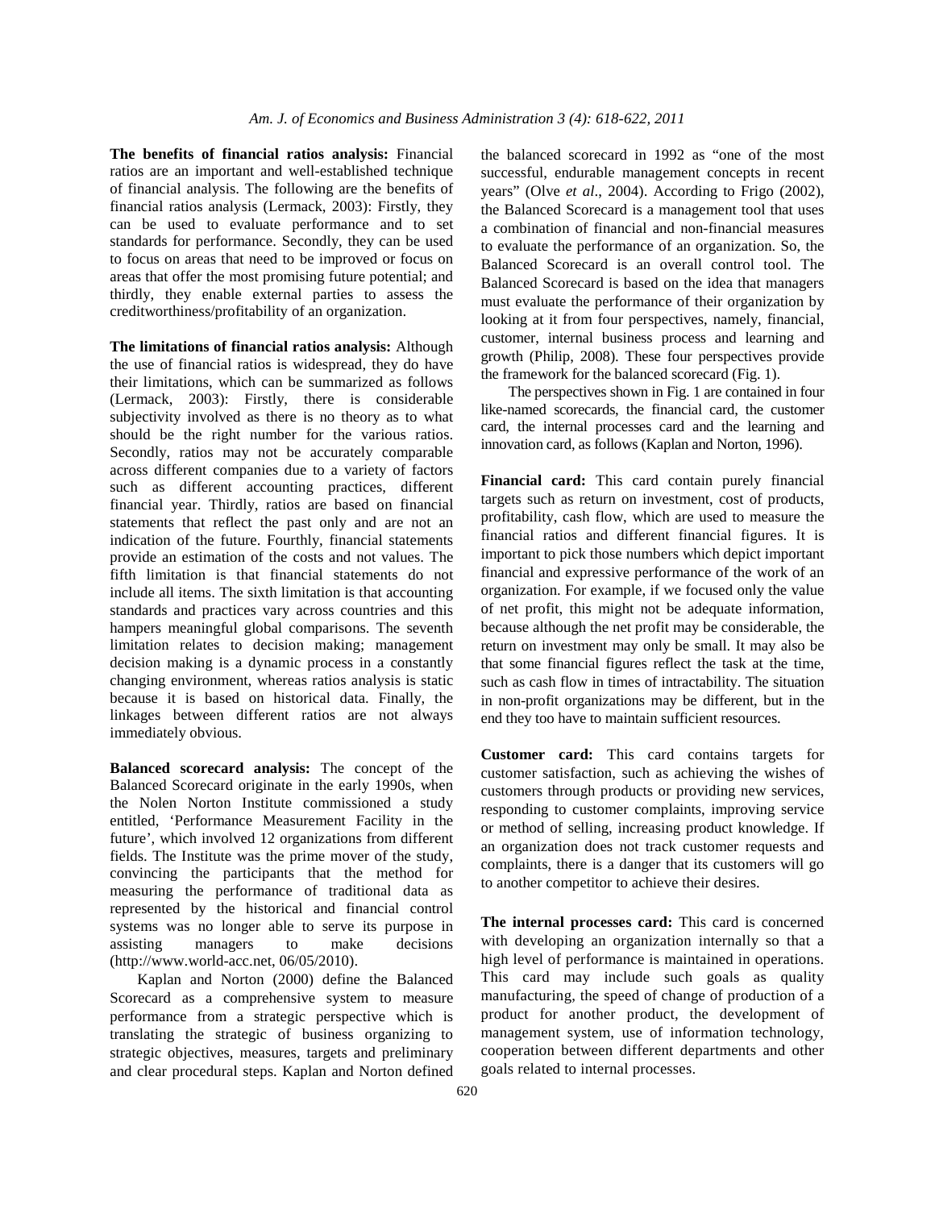**The benefits of financial ratios analysis:** Financial ratios are an important and well-established technique of financial analysis. The following are the benefits of financial ratios analysis (Lermack, 2003): Firstly, they can be used to evaluate performance and to set standards for performance. Secondly, they can be used to focus on areas that need to be improved or focus on areas that offer the most promising future potential; and thirdly, they enable external parties to assess the creditworthiness/profitability of an organization.

**The limitations of financial ratios analysis:** Although the use of financial ratios is widespread, they do have their limitations, which can be summarized as follows (Lermack, 2003): Firstly, there is considerable subjectivity involved as there is no theory as to what should be the right number for the various ratios. Secondly, ratios may not be accurately comparable across different companies due to a variety of factors such as different accounting practices, different financial year. Thirdly, ratios are based on financial statements that reflect the past only and are not an indication of the future. Fourthly, financial statements provide an estimation of the costs and not values. The fifth limitation is that financial statements do not include all items. The sixth limitation is that accounting standards and practices vary across countries and this hampers meaningful global comparisons. The seventh limitation relates to decision making; management decision making is a dynamic process in a constantly changing environment, whereas ratios analysis is static because it is based on historical data. Finally, the linkages between different ratios are not always immediately obvious.

**Balanced scorecard analysis:** The concept of the Balanced Scorecard originate in the early 1990s, when the Nolen Norton Institute commissioned a study entitled, 'Performance Measurement Facility in the future', which involved 12 organizations from different fields. The Institute was the prime mover of the study, convincing the participants that the method for measuring the performance of traditional data as represented by the historical and financial control systems was no longer able to serve its purpose in assisting managers to make decisions (http://www.world-acc.net, 06/05/2010).

Kaplan and Norton (2000) define the Balanced Scorecard as a comprehensive system to measure performance from a strategic perspective which is translating the strategic of business organizing to strategic objectives, measures, targets and preliminary and clear procedural steps. Kaplan and Norton defined the balanced scorecard in 1992 as "one of the most successful, endurable management concepts in recent years" (Olve *et al*., 2004). According to Frigo (2002), the Balanced Scorecard is a management tool that uses a combination of financial and non-financial measures to evaluate the performance of an organization. So, the Balanced Scorecard is an overall control tool. The Balanced Scorecard is based on the idea that managers must evaluate the performance of their organization by looking at it from four perspectives, namely, financial, customer, internal business process and learning and growth (Philip, 2008). These four perspectives provide the framework for the balanced scorecard (Fig. 1).

The perspectives shown in Fig. 1 are contained in four like-named scorecards, the financial card, the customer card, the internal processes card and the learning and innovation card, as follows (Kaplan and Norton, 1996).

**Financial card:** This card contain purely financial targets such as return on investment, cost of products, profitability, cash flow, which are used to measure the financial ratios and different financial figures. It is important to pick those numbers which depict important financial and expressive performance of the work of an organization. For example, if we focused only the value of net profit, this might not be adequate information, because although the net profit may be considerable, the return on investment may only be small. It may also be that some financial figures reflect the task at the time, such as cash flow in times of intractability. The situation in non-profit organizations may be different, but in the end they too have to maintain sufficient resources.

**Customer card:** This card contains targets for customer satisfaction, such as achieving the wishes of customers through products or providing new services, responding to customer complaints, improving service or method of selling, increasing product knowledge. If an organization does not track customer requests and complaints, there is a danger that its customers will go to another competitor to achieve their desires.

**The internal processes card:** This card is concerned with developing an organization internally so that a high level of performance is maintained in operations. This card may include such goals as quality manufacturing, the speed of change of production of a product for another product, the development of management system, use of information technology, cooperation between different departments and other goals related to internal processes.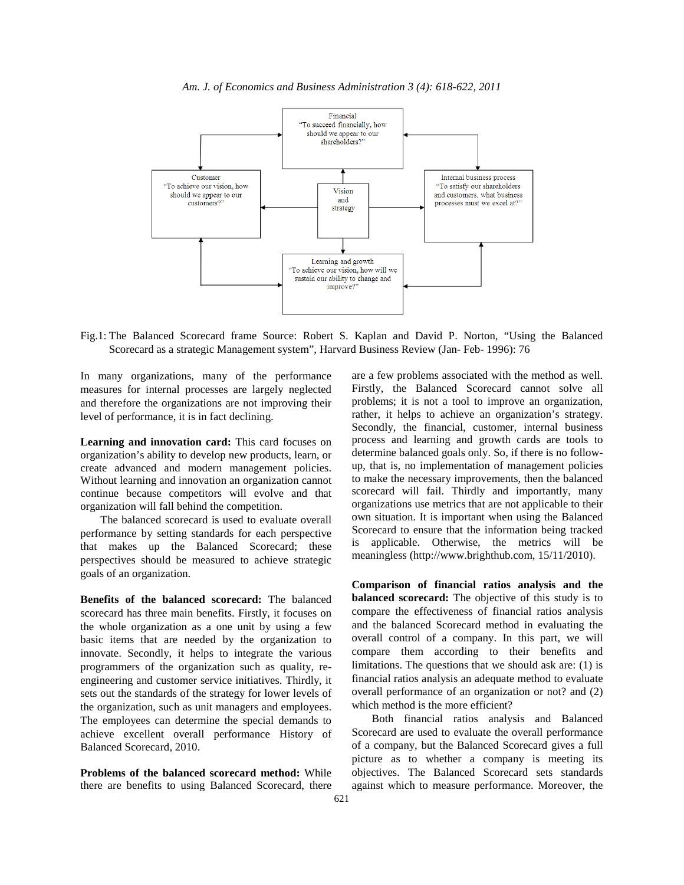Financial
"To succeed financially, how should we appear to our shareholders?"

Customer
"To achieve our vision, how should we appear to our customers?"

Vision and strategy

Internal business process
"To satisfy our shareholders and customers, what business processes must we excel at?"

Learning and growth
"To achieve our vision, how will we sustain our ability to change and improve?"

Fig.1: The Balanced Scorecard frame Source: Robert S. Kaplan and David P. Norton, "Using the Balanced Scorecard as a strategic Management system", Harvard Business Review (Jan- Feb- 1996): 76

In many organizations, many of the performance measures for internal processes are largely neglected and therefore the organizations are not improving their level of performance, it is in fact declining.

**Learning and innovation card:** This card focuses on organization's ability to develop new products, learn, or create advanced and modern management policies. Without learning and innovation an organization cannot continue because competitors will evolve and that organization will fall behind the competition.

The balanced scorecard is used to evaluate overall performance by setting standards for each perspective that makes up the Balanced Scorecard; these perspectives should be measured to achieve strategic goals of an organization.

**Benefits of the balanced scorecard:** The balanced scorecard has three main benefits. Firstly, it focuses on the whole organization as a one unit by using a few basic items that are needed by the organization to innovate. Secondly, it helps to integrate the various programmers of the organization such as quality, re-engineering and customer service initiatives. Thirdly, it sets out the standards of the strategy for lower levels of the organization, such as unit managers and employees. The employees can determine the special demands to achieve excellent overall performance History of Balanced Scorecard, 2010.

**Problems of the balanced scorecard method:** While there are benefits to using Balanced Scorecard, there are a few problems associated with the method as well. Firstly, the Balanced Scorecard cannot solve all problems; it is not a tool to improve an organization, rather, it helps to achieve an organization's strategy. Secondly, the financial, customer, internal business process and learning and growth cards are tools to determine balanced goals only. So, if there is no follow-up, that is, no implementation of management policies to make the necessary improvements, then the balanced scorecard will fail. Thirdly and importantly, many organizations use metrics that are not applicable to their own situation. It is important when using the Balanced Scorecard to ensure that the information being tracked is applicable. Otherwise, the metrics will be meaningless (http://www.brighthub.com, 15/11/2010).

**Comparison of financial ratios analysis and the balanced scorecard:** The objective of this study is to compare the effectiveness of financial ratios analysis and the balanced Scorecard method in evaluating the overall control of a company. In this part, we will compare them according to their benefits and limitations. The questions that we should ask are: (1) is financial ratios analysis an adequate method to evaluate overall performance of an organization or not? and (2) which method is the more efficient?

Both financial ratios analysis and Balanced Scorecard are used to evaluate the overall performance of a company, but the Balanced Scorecard gives a full picture as to whether a company is meeting its objectives. The Balanced Scorecard sets standards against which to measure performance. Moreover, the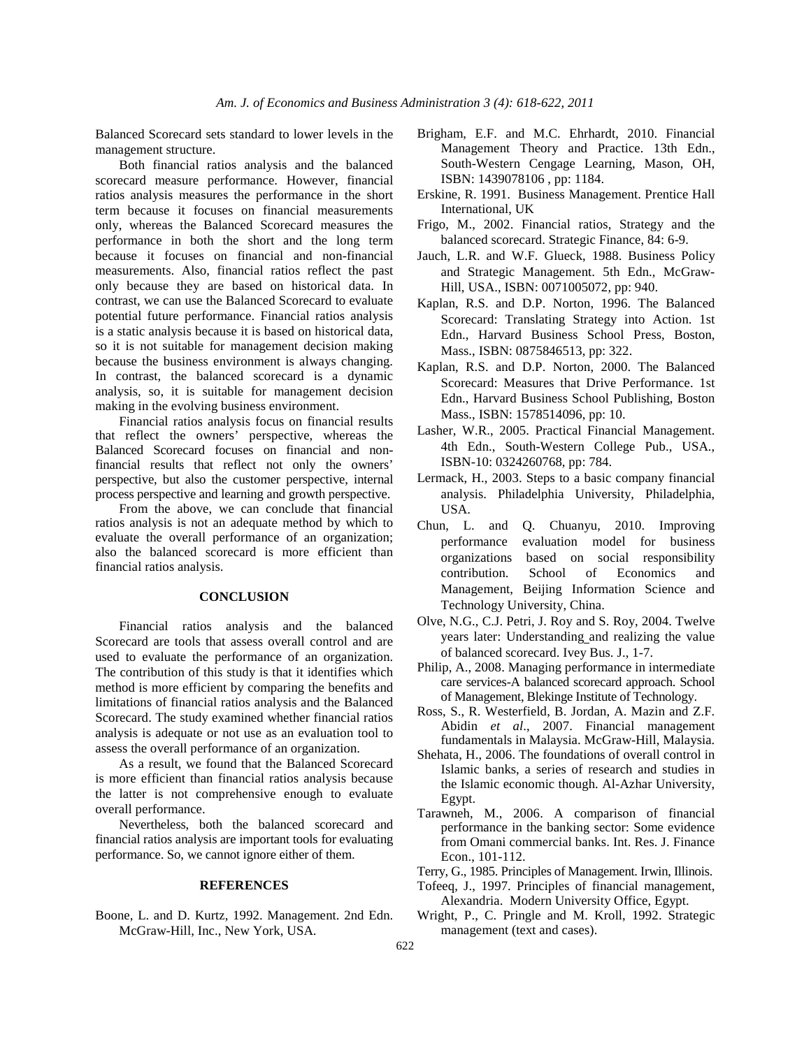Balanced Scorecard sets standard to lower levels in the management structure.

Both financial ratios analysis and the balanced scorecard measure performance. However, financial ratios analysis measures the performance in the short term because it focuses on financial measurements only, whereas the Balanced Scorecard measures the performance in both the short and the long term because it focuses on financial and non-financial measurements. Also, financial ratios reflect the past only because they are based on historical data. In contrast, we can use the Balanced Scorecard to evaluate potential future performance. Financial ratios analysis is a static analysis because it is based on historical data, so it is not suitable for management decision making because the business environment is always changing. In contrast, the balanced scorecard is a dynamic analysis, so, it is suitable for management decision making in the evolving business environment.

Financial ratios analysis focus on financial results that reflect the owners' perspective, whereas the Balanced Scorecard focuses on financial and non-financial results that reflect not only the owners' perspective, but also the customer perspective, internal process perspective and learning and growth perspective.

From the above, we can conclude that financial ratios analysis is not an adequate method by which to evaluate the overall performance of an organization; also the balanced scorecard is more efficient than financial ratios analysis.

## CONCLUSION

Financial ratios analysis and the balanced Scorecard are tools that assess overall control and are used to evaluate the performance of an organization. The contribution of this study is that it identifies which method is more efficient by comparing the benefits and limitations of financial ratios analysis and the Balanced Scorecard. The study examined whether financial ratios analysis is adequate or not use as an evaluation tool to assess the overall performance of an organization.

As a result, we found that the Balanced Scorecard is more efficient than financial ratios analysis because the latter is not comprehensive enough to evaluate overall performance.

Nevertheless, both the balanced scorecard and financial ratios analysis are important tools for evaluating performance. So, we cannot ignore either of them.

## REFERENCES

Boone, L. and D. Kurtz, 1992. Management. 2nd Edn. McGraw-Hill, Inc., New York, USA.

Brigham, E.F. and M.C. Ehrhardt, 2010. Financial Management Theory and Practice. 13th Edn., South-Western Cengage Learning, Mason, OH, ISBN: 1439078106 , pp: 1184.

Erskine, R. 1991. Business Management. Prentice Hall International, UK

Frigo, M., 2002. Financial ratios, Strategy and the balanced scorecard. Strategic Finance, 84: 6-9.

Jauch, L.R. and W.F. Glueck, 1988. Business Policy and Strategic Management. 5th Edn., McGraw-Hill, USA., ISBN: 0071005072, pp: 940.

Kaplan, R.S. and D.P. Norton, 1996. The Balanced Scorecard: Translating Strategy into Action. 1st Edn., Harvard Business School Press, Boston, Mass., ISBN: 0875846513, pp: 322.

Kaplan, R.S. and D.P. Norton, 2000. The Balanced Scorecard: Measures that Drive Performance. 1st Edn., Harvard Business School Publishing, Boston Mass., ISBN: 1578514096, pp: 10.

Lasher, W.R., 2005. Practical Financial Management. 4th Edn., South-Western College Pub., USA., ISBN-10: 0324260768, pp: 784.

Lermack, H., 2003. Steps to a basic company financial analysis. Philadelphia University, Philadelphia, USA.

Chun, L. and Q. Chuanyu, 2010. Improving performance evaluation model for business organizations based on social responsibility contribution. School of Economics and Management, Beijing Information Science and Technology University, China.

Olve, N.G., C.J. Petri, J. Roy and S. Roy, 2004. Twelve years later: Understanding and realizing the value of balanced scorecard. Ivey Bus. J., 1-7.

Philip, A., 2008. Managing performance in intermediate care services-A balanced scorecard approach. School of Management, Blekinge Institute of Technology.

Ross, S., R. Westerfield, B. Jordan, A. Mazin and Z.F. Abidin *et al*., 2007. Financial management fundamentals in Malaysia. McGraw-Hill, Malaysia.

Shehata, H., 2006. The foundations of overall control in Islamic banks, a series of research and studies in the Islamic economic though. Al-Azhar University, Egypt.

Tarawneh, M., 2006. A comparison of financial performance in the banking sector: Some evidence from Omani commercial banks. Int. Res. J. Finance Econ., 101-112.

Terry, G., 1985. Principles of Management. Irwin, Illinois.

Tofeeq, J., 1997. Principles of financial management, Alexandria. Modern University Office, Egypt.

Wright, P., C. Pringle and M. Kroll, 1992. Strategic management (text and cases).